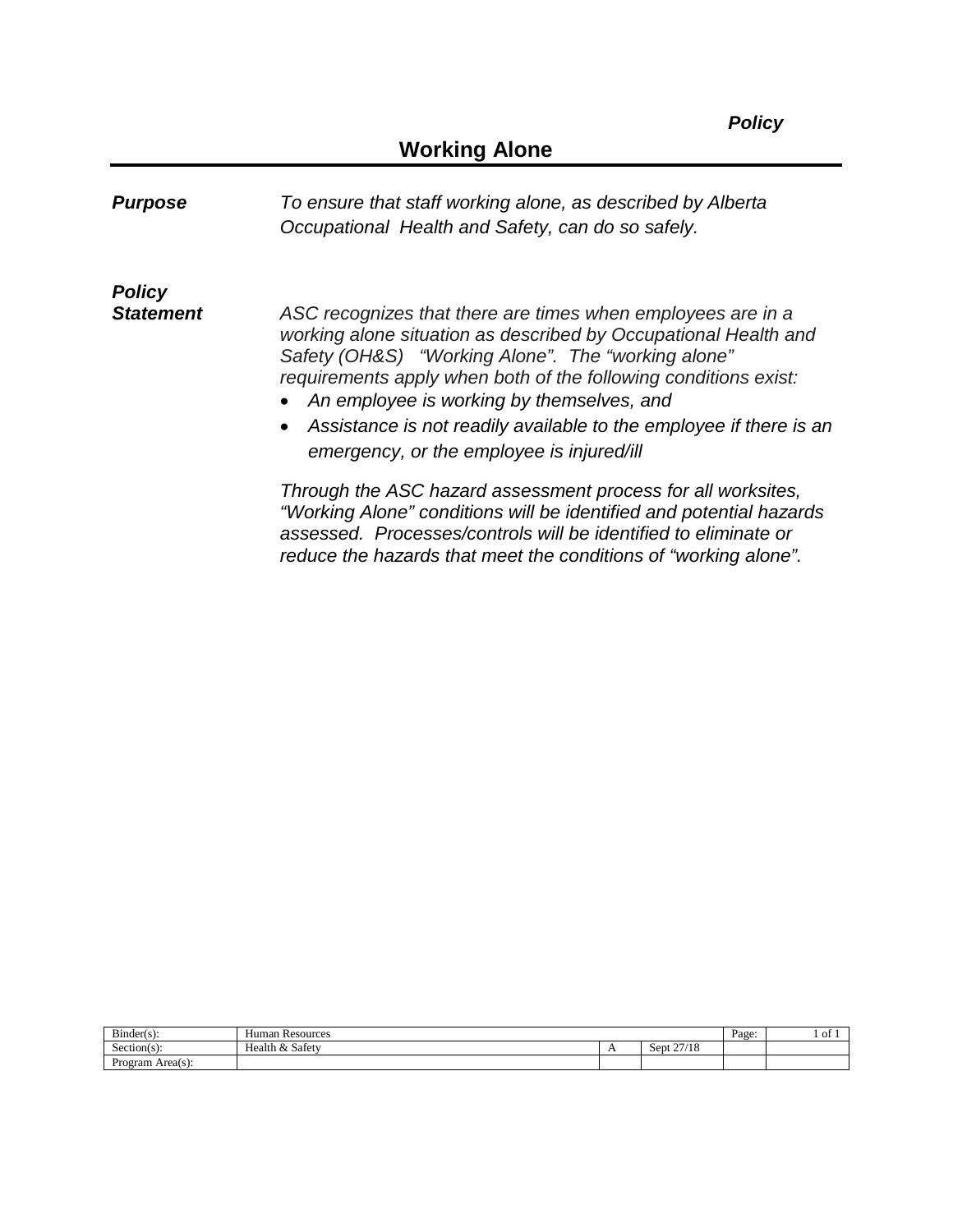*Policy*

# Working Alone

***Purpose*** *To ensure that staff working alone, as described by Alberta Occupational Health and Safety, can do so safely.*

***Policy Statement*** *ASC recognizes that there are times when employees are in a working alone situation as described by Occupational Health and Safety (OH&S) "Working Alone". The "working alone" requirements apply when both of the following conditions exist:*

- *An employee is working by themselves, and*
- *Assistance is not readily available to the employee if there is an emergency, or the employee is injured/ill*

*Through the ASC hazard assessment process for all worksites, "Working Alone" conditions will be identified and potential hazards assessed. Processes/controls will be identified to eliminate or reduce the hazards that meet the conditions of "working alone".*

| Binder(s): | Human Resources | | | Page: | 1 of 1 |
|---|---|---|---|---|---|
| Section(s): | Health & Safety | A | Sept 27/18 | | |
| Program Area(s): | | | | | |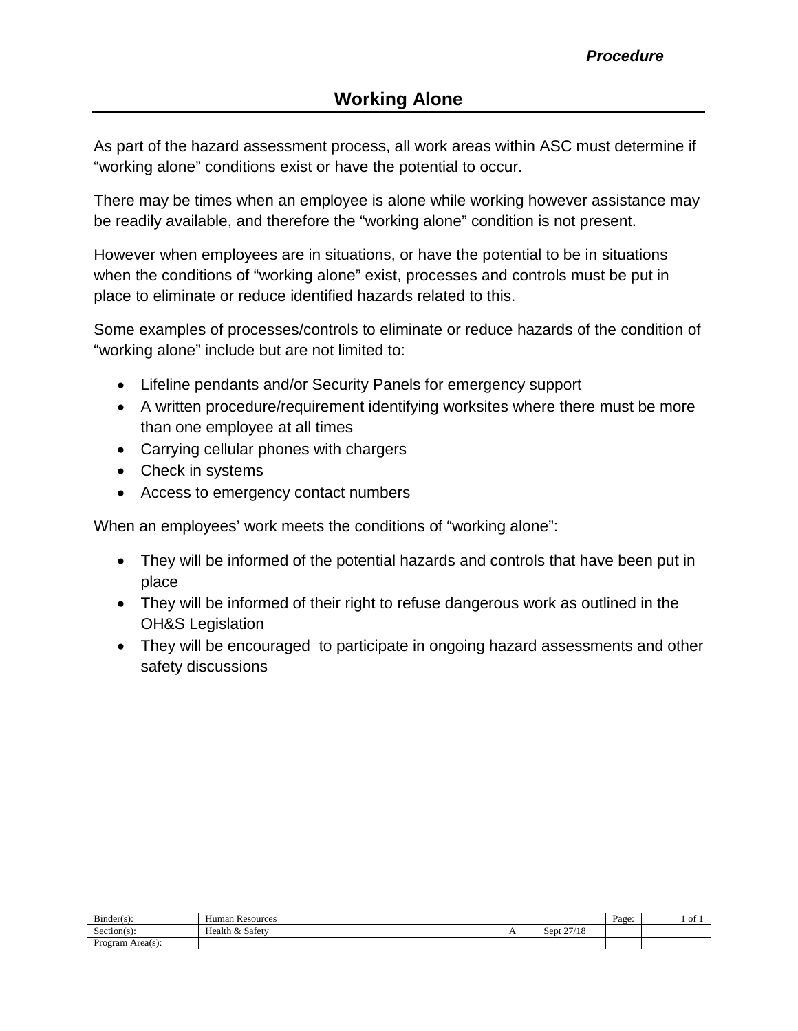***Procedure***

# Working Alone

As part of the hazard assessment process, all work areas within ASC must determine if "working alone" conditions exist or have the potential to occur.

There may be times when an employee is alone while working however assistance may be readily available, and therefore the "working alone" condition is not present.

However when employees are in situations, or have the potential to be in situations when the conditions of "working alone" exist, processes and controls must be put in place to eliminate or reduce identified hazards related to this.

Some examples of processes/controls to eliminate or reduce hazards of the condition of "working alone" include but are not limited to:

- Lifeline pendants and/or Security Panels for emergency support
- A written procedure/requirement identifying worksites where there must be more than one employee at all times
- Carrying cellular phones with chargers
- Check in systems
- Access to emergency contact numbers

When an employees' work meets the conditions of "working alone":

- They will be informed of the potential hazards and controls that have been put in place
- They will be informed of their right to refuse dangerous work as outlined in the OH&S Legislation
- They will be encouraged to participate in ongoing hazard assessments and other safety discussions